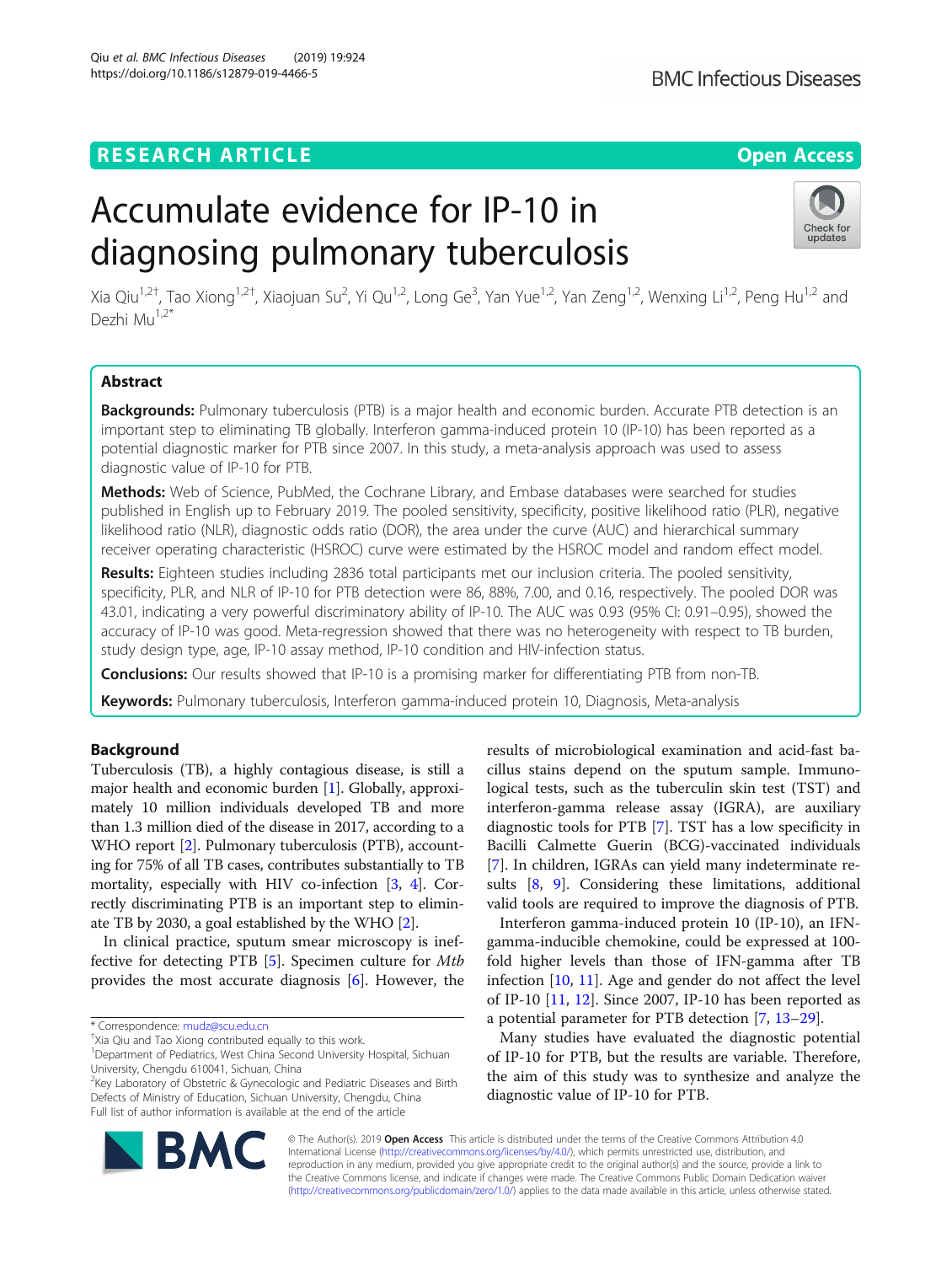RESEARCH ARTICLE

Open Access

# Accumulate evidence for IP-10 in diagnosing pulmonary tuberculosis

Xia Qiu[1,2†], Tao Xiong[1,2†], Xiaojuan Su[2], Yi Qu[1,2], Long Ge[3], Yan Yue[1,2], Yan Zeng[1,2], Wenxing Li[1,2], Peng Hu[1,2] and Dezhi Mu[1,2*]

## Abstract

**Backgrounds:** Pulmonary tuberculosis (PTB) is a major health and economic burden. Accurate PTB detection is an important step to eliminating TB globally. Interferon gamma-induced protein 10 (IP-10) has been reported as a potential diagnostic marker for PTB since 2007. In this study, a meta-analysis approach was used to assess diagnostic value of IP-10 for PTB.

**Methods:** Web of Science, PubMed, the Cochrane Library, and Embase databases were searched for studies published in English up to February 2019. The pooled sensitivity, specificity, positive likelihood ratio (PLR), negative likelihood ratio (NLR), diagnostic odds ratio (DOR), the area under the curve (AUC) and hierarchical summary receiver operating characteristic (HSROC) curve were estimated by the HSROC model and random effect model.

**Results:** Eighteen studies including 2836 total participants met our inclusion criteria. The pooled sensitivity, specificity, PLR, and NLR of IP-10 for PTB detection were 86, 88%, 7.00, and 0.16, respectively. The pooled DOR was 43.01, indicating a very powerful discriminatory ability of IP-10. The AUC was 0.93 (95% CI: 0.91–0.95), showed the accuracy of IP-10 was good. Meta-regression showed that there was no heterogeneity with respect to TB burden, study design type, age, IP-10 assay method, IP-10 condition and HIV-infection status.

**Conclusions:** Our results showed that IP-10 is a promising marker for differentiating PTB from non-TB.

**Keywords:** Pulmonary tuberculosis, Interferon gamma-induced protein 10, Diagnosis, Meta-analysis

## Background

Tuberculosis (TB), a highly contagious disease, is still a major health and economic burden [1]. Globally, approximately 10 million individuals developed TB and more than 1.3 million died of the disease in 2017, according to a WHO report [2]. Pulmonary tuberculosis (PTB), accounting for 75% of all TB cases, contributes substantially to TB mortality, especially with HIV co-infection [3, 4]. Correctly discriminating PTB is an important step to eliminate TB by 2030, a goal established by the WHO [2].

In clinical practice, sputum smear microscopy is ineffective for detecting PTB [5]. Specimen culture for *Mtb* provides the most accurate diagnosis [6]. However, the results of microbiological examination and acid-fast bacillus stains depend on the sputum sample. Immunological tests, such as the tuberculin skin test (TST) and interferon-gamma release assay (IGRA), are auxiliary diagnostic tools for PTB [7]. TST has a low specificity in Bacilli Calmette Guerin (BCG)-vaccinated individuals [7]. In children, IGRAs can yield many indeterminate results [8, 9]. Considering these limitations, additional valid tools are required to improve the diagnosis of PTB.

Interferon gamma-induced protein 10 (IP-10), an IFN-gamma-inducible chemokine, could be expressed at 100-fold higher levels than those of IFN-gamma after TB infection [10, 11]. Age and gender do not affect the level of IP-10 [11, 12]. Since 2007, IP-10 has been reported as a potential parameter for PTB detection [7, 13–29].

Many studies have evaluated the diagnostic potential of IP-10 for PTB, but the results are variable. Therefore, the aim of this study was to synthesize and analyze the diagnostic value of IP-10 for PTB.

\* Correspondence: mudz@scu.edu.cn
†Xia Qiu and Tao Xiong contributed equally to this work.
[1]Department of Pediatrics, West China Second University Hospital, Sichuan University, Chengdu 610041, Sichuan, China
[2]Key Laboratory of Obstetric & Gynecologic and Pediatric Diseases and Birth Defects of Ministry of Education, Sichuan University, Chengdu, China
Full list of author information is available at the end of the article

© The Author(s). 2019 **Open Access** This article is distributed under the terms of the Creative Commons Attribution 4.0 International License (http://creativecommons.org/licenses/by/4.0/), which permits unrestricted use, distribution, and reproduction in any medium, provided you give appropriate credit to the original author(s) and the source, provide a link to the Creative Commons license, and indicate if changes were made. The Creative Commons Public Domain Dedication waiver (http://creativecommons.org/publicdomain/zero/1.0/) applies to the data made available in this article, unless otherwise stated.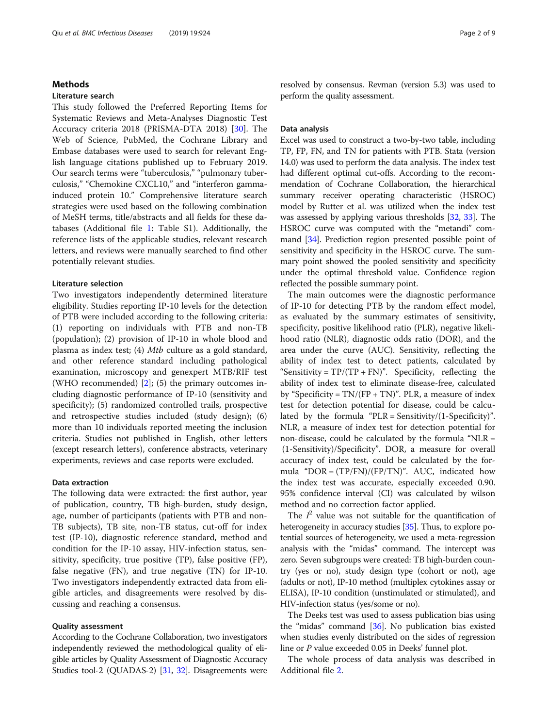## Methods

### Literature search

This study followed the Preferred Reporting Items for Systematic Reviews and Meta-Analyses Diagnostic Test Accuracy criteria 2018 (PRISMA-DTA 2018) [30]. The Web of Science, PubMed, the Cochrane Library and Embase databases were used to search for relevant English language citations published up to February 2019. Our search terms were "tuberculosis," "pulmonary tuberculosis," "Chemokine CXCL10," and "interferon gamma-induced protein 10." Comprehensive literature search strategies were used based on the following combination of MeSH terms, title/abstracts and all fields for these databases (Additional file 1: Table S1). Additionally, the reference lists of the applicable studies, relevant research letters, and reviews were manually searched to find other potentially relevant studies.

### Literature selection

Two investigators independently determined literature eligibility. Studies reporting IP-10 levels for the detection of PTB were included according to the following criteria: (1) reporting on individuals with PTB and non-TB (population); (2) provision of IP-10 in whole blood and plasma as index test; (4) *Mtb* culture as a gold standard, and other reference standard including pathological examination, microscopy and genexpert MTB/RIF test (WHO recommended) [2]; (5) the primary outcomes including diagnostic performance of IP-10 (sensitivity and specificity); (5) randomized controlled trails, prospective and retrospective studies included (study design); (6) more than 10 individuals reported meeting the inclusion criteria. Studies not published in English, other letters (except research letters), conference abstracts, veterinary experiments, reviews and case reports were excluded.

### Data extraction

The following data were extracted: the first author, year of publication, country, TB high-burden, study design, age, number of participants (patients with PTB and non-TB subjects), TB site, non-TB status, cut-off for index test (IP-10), diagnostic reference standard, method and condition for the IP-10 assay, HIV-infection status, sensitivity, specificity, true positive (TP), false positive (FP), false negative (FN), and true negative (TN) for IP-10. Two investigators independently extracted data from eligible articles, and disagreements were resolved by discussing and reaching a consensus.

### Quality assessment

According to the Cochrane Collaboration, two investigators independently reviewed the methodological quality of eligible articles by Quality Assessment of Diagnostic Accuracy Studies tool-2 (QUADAS-2) [31, 32]. Disagreements were resolved by consensus. Revman (version 5.3) was used to perform the quality assessment.

### Data analysis

Excel was used to construct a two-by-two table, including TP, FP, FN, and TN for patients with PTB. Stata (version 14.0) was used to perform the data analysis. The index test had different optimal cut-offs. According to the recommendation of Cochrane Collaboration, the hierarchical summary receiver operating characteristic (HSROC) model by Rutter et al. was utilized when the index test was assessed by applying various thresholds [32, 33]. The HSROC curve was computed with the "metandi" command [34]. Prediction region presented possible point of sensitivity and specificity in the HSROC curve. The summary point showed the pooled sensitivity and specificity under the optimal threshold value. Confidence region reflected the possible summary point.

The main outcomes were the diagnostic performance of IP-10 for detecting PTB by the random effect model, as evaluated by the summary estimates of sensitivity, specificity, positive likelihood ratio (PLR), negative likelihood ratio (NLR), diagnostic odds ratio (DOR), and the area under the curve (AUC). Sensitivity, reflecting the ability of index test to detect patients, calculated by "Sensitivity = TP/(TP + FN)". Specificity, reflecting the ability of index test to eliminate disease-free, calculated by "Specificity = TN/(FP + TN)". PLR, a measure of index test for detection potential for disease, could be calculated by the formula "PLR = Sensitivity/(1-Specificity)". NLR, a measure of index test for detection potential for non-disease, could be calculated by the formula "NLR = (1-Sensitivity)/Specificity". DOR, a measure for overall accuracy of index test, could be calculated by the formula "DOR = (TP/FN)/(FP/TN)". AUC, indicated how the index test was accurate, especially exceeded 0.90. 95% confidence interval (CI) was calculated by wilson method and no correction factor applied.

The $I^2$ value was not suitable for the quantification of heterogeneity in accuracy studies [35]. Thus, to explore potential sources of heterogeneity, we used a meta-regression analysis with the "midas" command. The intercept was zero. Seven subgroups were created: TB high-burden country (yes or no), study design type (cohort or not), age (adults or not), IP-10 method (multiplex cytokines assay or ELISA), IP-10 condition (unstimulated or stimulated), and HIV-infection status (yes/some or no).

The Deeks test was used to assess publication bias using the "midas" command [36]. No publication bias existed when studies evenly distributed on the sides of regression line or $P$ value exceeded 0.05 in Deeks' funnel plot.

The whole process of data analysis was described in Additional file 2.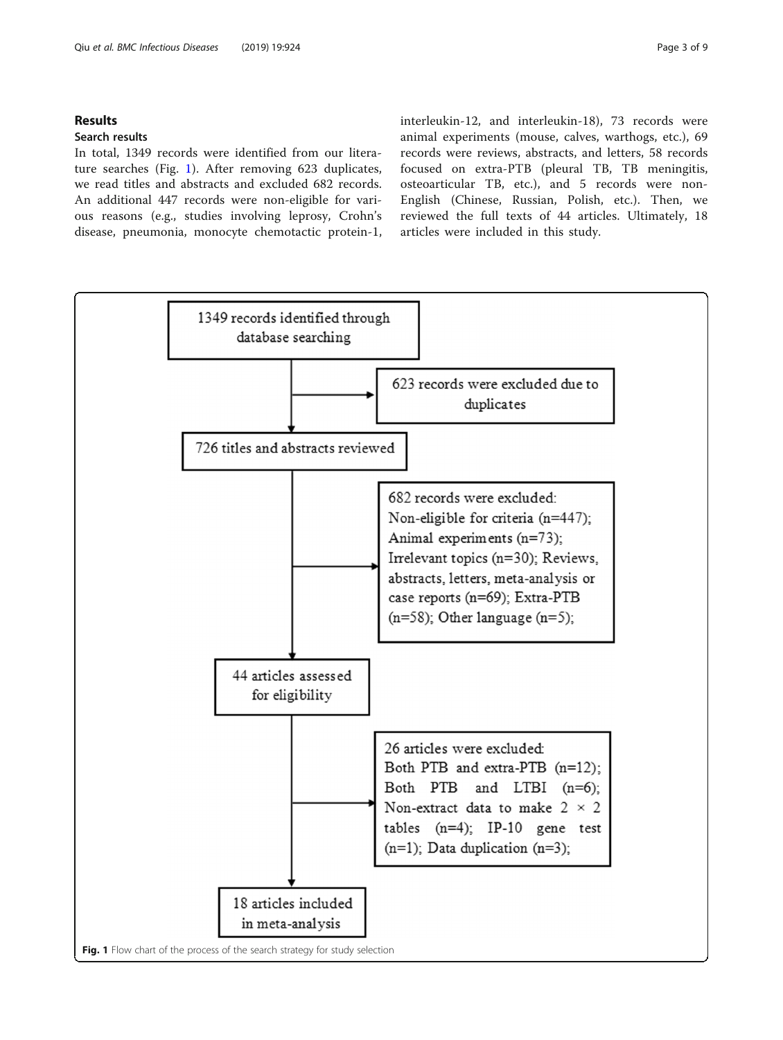## Results

### Search results

In total, 1349 records were identified from our literature searches (Fig. 1). After removing 623 duplicates, we read titles and abstracts and excluded 682 records. An additional 447 records were non-eligible for various reasons (e.g., studies involving leprosy, Crohn's disease, pneumonia, monocyte chemotactic protein-1, interleukin-12, and interleukin-18), 73 records were animal experiments (mouse, calves, warthogs, etc.), 69 records were reviews, abstracts, and letters, 58 records focused on extra-PTB (pleural TB, TB meningitis, osteoarticular TB, etc.), and 5 records were non-English (Chinese, Russian, Polish, etc.). Then, we reviewed the full texts of 44 articles. Ultimately, 18 articles were included in this study.

1349 records identified through database searching

→ 623 records were excluded due to duplicates

726 titles and abstracts reviewed

→ 682 records were excluded: Non-eligible for criteria (n=447); Animal experiments (n=73); Irrelevant topics (n=30); Reviews, abstracts, letters, meta-analysis or case reports (n=69); Extra-PTB (n=58); Other language (n=5);

44 articles assessed for eligibility

→ 26 articles were excluded: Both PTB and extra-PTB (n=12); Both PTB and LTBI (n=6); Non-extract data to make 2 × 2 tables (n=4); IP-10 gene test (n=1); Data duplication (n=3);

18 articles included in meta-analysis

**Fig. 1** Flow chart of the process of the search strategy for study selection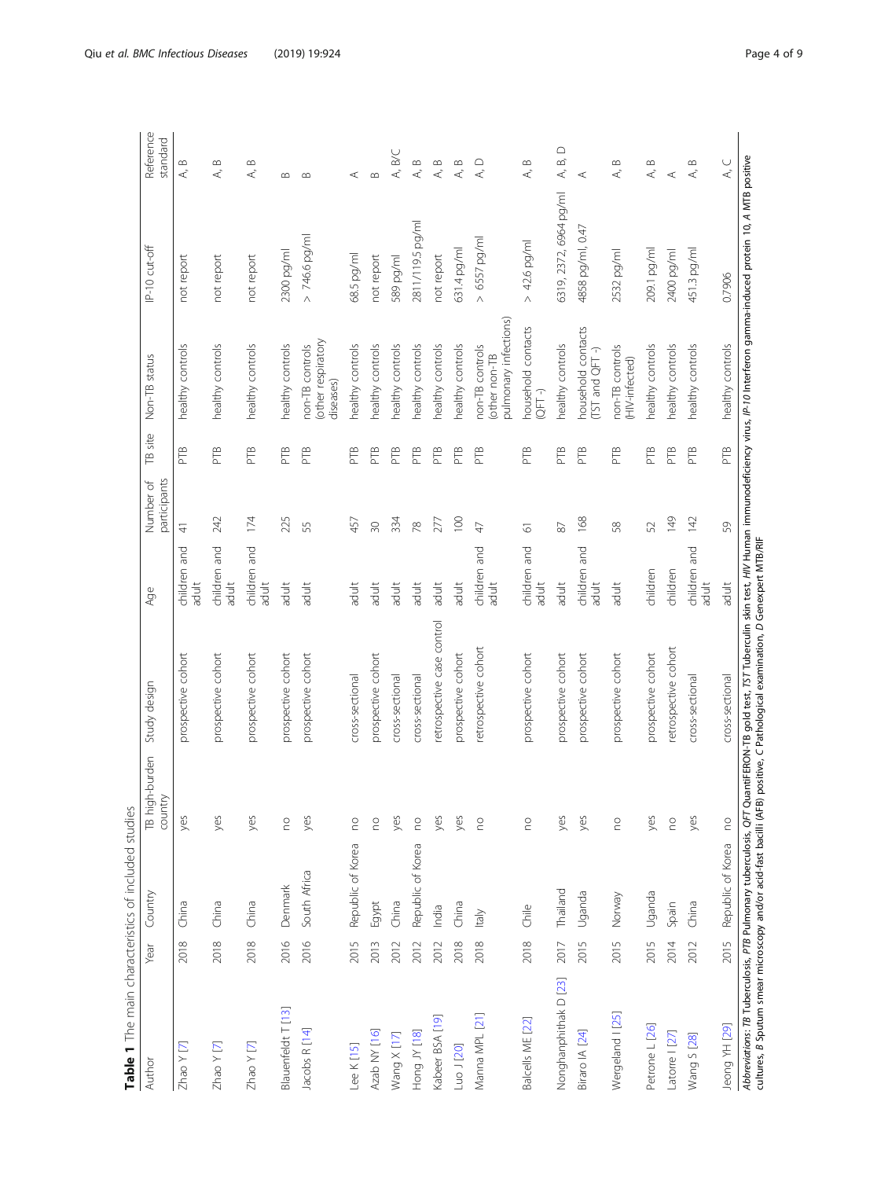**Table 1** The main characteristics of included studies

| Author | Year | Country | TB high-burden country | Study design | Age | Number of participants | TB site | Non-TB status | IP-10 cut-off | Reference standard |
|---|---|---|---|---|---|---|---|---|---|---|
| Zhao Y [7] | 2018 | China | yes | prospective cohort | children and adult | 41 | PTB | healthy controls | not report | A, B |
| Zhao Y [7] | 2018 | China | yes | prospective cohort | children and adult | 242 | PTB | healthy controls | not report | A, B |
| Zhao Y [7] | 2018 | China | yes | prospective cohort | children and adult | 174 | PTB | healthy controls | not report | A, B |
| Blauenfeldt T [13] | 2016 | Denmark | no | prospective cohort | adult | 225 | PTB | healthy controls | 2300 pg/ml | B |
| Jacobs R [14] | 2016 | South Africa | yes | prospective cohort | adult | 55 | PTB | non-TB controls (other respiratory diseases) | > 746.6 pg/ml | B |
| Lee K [15] | 2015 | Republic of Korea | no | cross-sectional | adult | 457 | PTB | healthy controls | 68.5 pg/ml | A |
| Azab NY [16] | 2013 | Egypt | no | prospective cohort | adult | 30 | PTB | healthy controls | not report | B |
| Wang X [17] | 2012 | China | yes | cross-sectional | adult | 334 | PTB | healthy controls | 589 pg/ml | A, B/C |
| Hong JY [18] | 2012 | Republic of Korea | no | cross-sectional | adult | 78 | PTB | healthy controls | 2811/119.5 pg/ml | A, B |
| Kabeer BSA [19] | 2012 | India | yes | retrospective case control | adult | 277 | PTB | healthy controls | not report | A, B |
| Luo J [20] | 2018 | China | yes | prospective cohort | adult | 100 | PTB | healthy controls | 631.4 pg/ml | A, B |
| Manna MPL [21] | 2018 | Italy | no | retrospective cohort | children and adult | 47 | PTB | non-TB controls (other non-TB pulmonary infections) | > 6557 pg/ml | A, D |
| Balcells ME [22] | 2018 | Chile | no | prospective cohort | children and adult | 61 | PTB | household contacts (QFT -) | > 42.6 pg/ml | A, B |
| Nonghanphithak D [23] | 2017 | Thailand | yes | prospective cohort | adult | 87 | PTB | healthy controls | 6319, 2372, 6964 pg/ml | A, B, D |
| Biraro IA [24] | 2015 | Uganda | yes | prospective cohort | children and adult | 168 | PTB | household contacts (TST and QFT -) | 4858 pg/ml, 0.47 | A |
| Wergeland I [25] | 2015 | Norway | no | prospective cohort | adult | 58 | PTB | non-TB controls (HIV-infected) | 2532 pg/ml | A, B |
| Petrone L [26] | 2015 | Uganda | yes | prospective cohort | children | 52 | PTB | healthy controls | 209.1 pg/ml | A, B |
| Latorre I [27] | 2014 | Spain | no | retrospective cohort | children | 149 | PTB | healthy controls | 2400 pg/ml | A |
| Wang S [28] | 2012 | China | yes | cross-sectional | children and adult | 142 | PTB | healthy controls | 451.3 pg/ml | A, B |
| Jeong YH [29] | 2015 | Republic of Korea | no | cross-sectional | adult | 59 | PTB | healthy controls | 0.7906 | A, C |

*Abbreviations*: *TB* Tuberculosis, *PTB* Pulmonary tuberculosis, *QFT* QuantiFERON-TB gold test, *TST* Tuberculin skin test, *HIV* Human immunodeficiency virus, *IP-10* Interferon gamma-induced protein 10, *A* MTB positive cultures, *B* Sputum smear microscopy and/or acid-fast bacilli (AFB) positive, *C* Pathological examination, *D* Genexpert MTB/RIF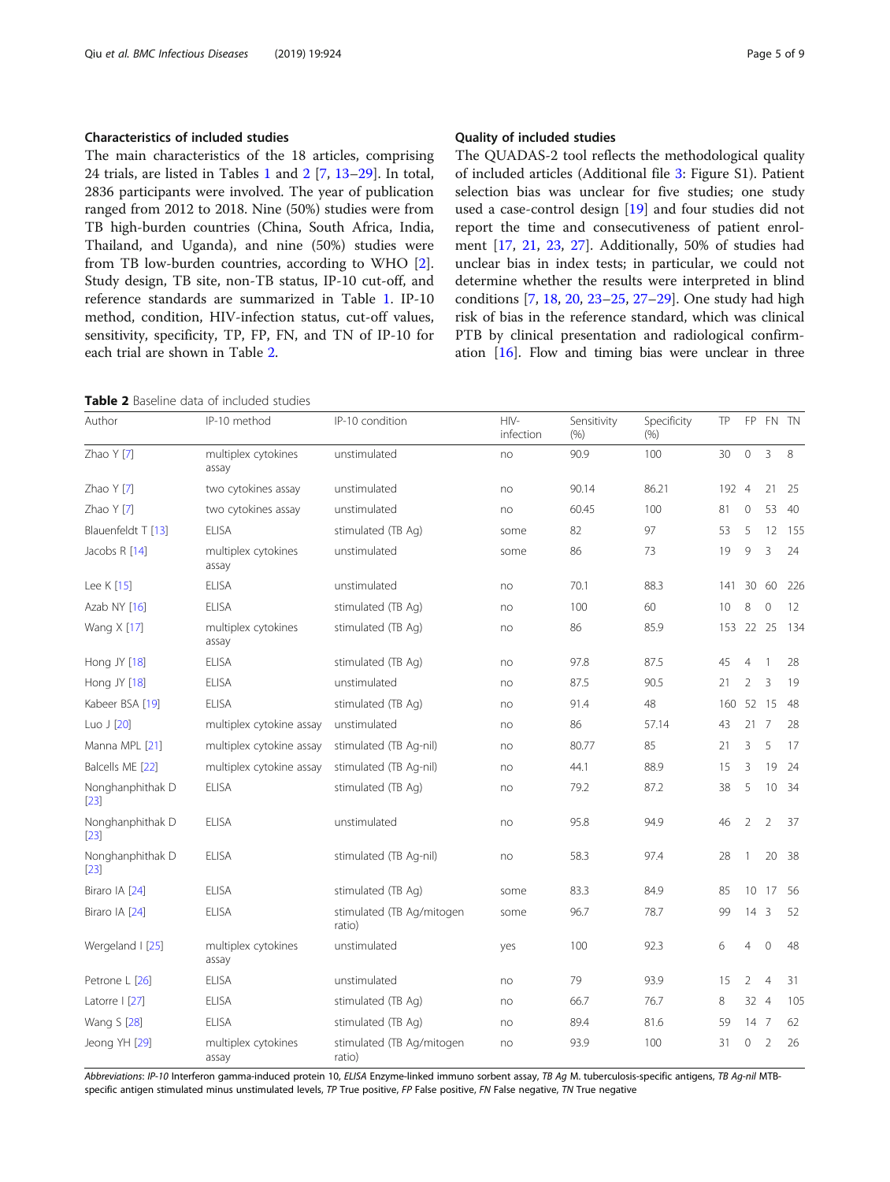### Characteristics of included studies

The main characteristics of the 18 articles, comprising 24 trials, are listed in Tables 1 and 2 [7, 13–29]. In total, 2836 participants were involved. The year of publication ranged from 2012 to 2018. Nine (50%) studies were from TB high-burden countries (China, South Africa, India, Thailand, and Uganda), and nine (50%) studies were from TB low-burden countries, according to WHO [2]. Study design, TB site, non-TB status, IP-10 cut-off, and reference standards are summarized in Table 1. IP-10 method, condition, HIV-infection status, cut-off values, sensitivity, specificity, TP, FP, FN, and TN of IP-10 for each trial are shown in Table 2.

### Quality of included studies

The QUADAS-2 tool reflects the methodological quality of included articles (Additional file 3: Figure S1). Patient selection bias was unclear for five studies; one study used a case-control design [19] and four studies did not report the time and consecutiveness of patient enrolment [17, 21, 23, 27]. Additionally, 50% of studies had unclear bias in index tests; in particular, we could not determine whether the results were interpreted in blind conditions [7, 18, 20, 23–25, 27–29]. One study had high risk of bias in the reference standard, which was clinical PTB by clinical presentation and radiological confirmation [16]. Flow and timing bias were unclear in three

**Table 2** Baseline data of included studies

| Author | IP-10 method | IP-10 condition | HIV-infection | Sensitivity (%) | Specificity (%) | TP | FP | FN | TN |
|---|---|---|---|---|---|---|---|---|---|
| Zhao Y [7] | multiplex cytokines assay | unstimulated | no | 90.9 | 100 | 30 | 0 | 3 | 8 |
| Zhao Y [7] | two cytokines assay | unstimulated | no | 90.14 | 86.21 | 192 | 4 | 21 | 25 |
| Zhao Y [7] | two cytokines assay | unstimulated | no | 60.45 | 100 | 81 | 0 | 53 | 40 |
| Blauenfeldt T [13] | ELISA | stimulated (TB Ag) | some | 82 | 97 | 53 | 5 | 12 | 155 |
| Jacobs R [14] | multiplex cytokines assay | unstimulated | some | 86 | 73 | 19 | 9 | 3 | 24 |
| Lee K [15] | ELISA | unstimulated | no | 70.1 | 88.3 | 141 | 30 | 60 | 226 |
| Azab NY [16] | ELISA | stimulated (TB Ag) | no | 100 | 60 | 10 | 8 | 0 | 12 |
| Wang X [17] | multiplex cytokines assay | stimulated (TB Ag) | no | 86 | 85.9 | 153 | 22 | 25 | 134 |
| Hong JY [18] | ELISA | stimulated (TB Ag) | no | 97.8 | 87.5 | 45 | 4 | 1 | 28 |
| Hong JY [18] | ELISA | unstimulated | no | 87.5 | 90.5 | 21 | 2 | 3 | 19 |
| Kabeer BSA [19] | ELISA | stimulated (TB Ag) | no | 91.4 | 48 | 160 | 52 | 15 | 48 |
| Luo J [20] | multiplex cytokine assay | unstimulated | no | 86 | 57.14 | 43 | 21 | 7 | 28 |
| Manna MPL [21] | multiplex cytokine assay | stimulated (TB Ag-nil) | no | 80.77 | 85 | 21 | 3 | 5 | 17 |
| Balcells ME [22] | multiplex cytokine assay | stimulated (TB Ag-nil) | no | 44.1 | 88.9 | 15 | 3 | 19 | 24 |
| Nonghanphithak D [23] | ELISA | stimulated (TB Ag) | no | 79.2 | 87.2 | 38 | 5 | 10 | 34 |
| Nonghanphithak D [23] | ELISA | unstimulated | no | 95.8 | 94.9 | 46 | 2 | 2 | 37 |
| Nonghanphithak D [23] | ELISA | stimulated (TB Ag-nil) | no | 58.3 | 97.4 | 28 | 1 | 20 | 38 |
| Biraro IA [24] | ELISA | stimulated (TB Ag) | some | 83.3 | 84.9 | 85 | 10 | 17 | 56 |
| Biraro IA [24] | ELISA | stimulated (TB Ag/mitogen ratio) | some | 96.7 | 78.7 | 99 | 14 | 3 | 52 |
| Wergeland I [25] | multiplex cytokines assay | unstimulated | yes | 100 | 92.3 | 6 | 4 | 0 | 48 |
| Petrone L [26] | ELISA | unstimulated | no | 79 | 93.9 | 15 | 2 | 4 | 31 |
| Latorre I [27] | ELISA | stimulated (TB Ag) | no | 66.7 | 76.7 | 8 | 32 | 4 | 105 |
| Wang S [28] | ELISA | stimulated (TB Ag) | no | 89.4 | 81.6 | 59 | 14 | 7 | 62 |
| Jeong YH [29] | multiplex cytokines assay | stimulated (TB Ag/mitogen ratio) | no | 93.9 | 100 | 31 | 0 | 2 | 26 |

*Abbreviations*: *IP-10* Interferon gamma-induced protein 10, *ELISA* Enzyme-linked immuno sorbent assay, *TB Ag* M. tuberculosis-specific antigens, *TB Ag-nil* MTB-specific antigen stimulated minus unstimulated levels, *TP* True positive, *FP* False positive, *FN* False negative, *TN* True negative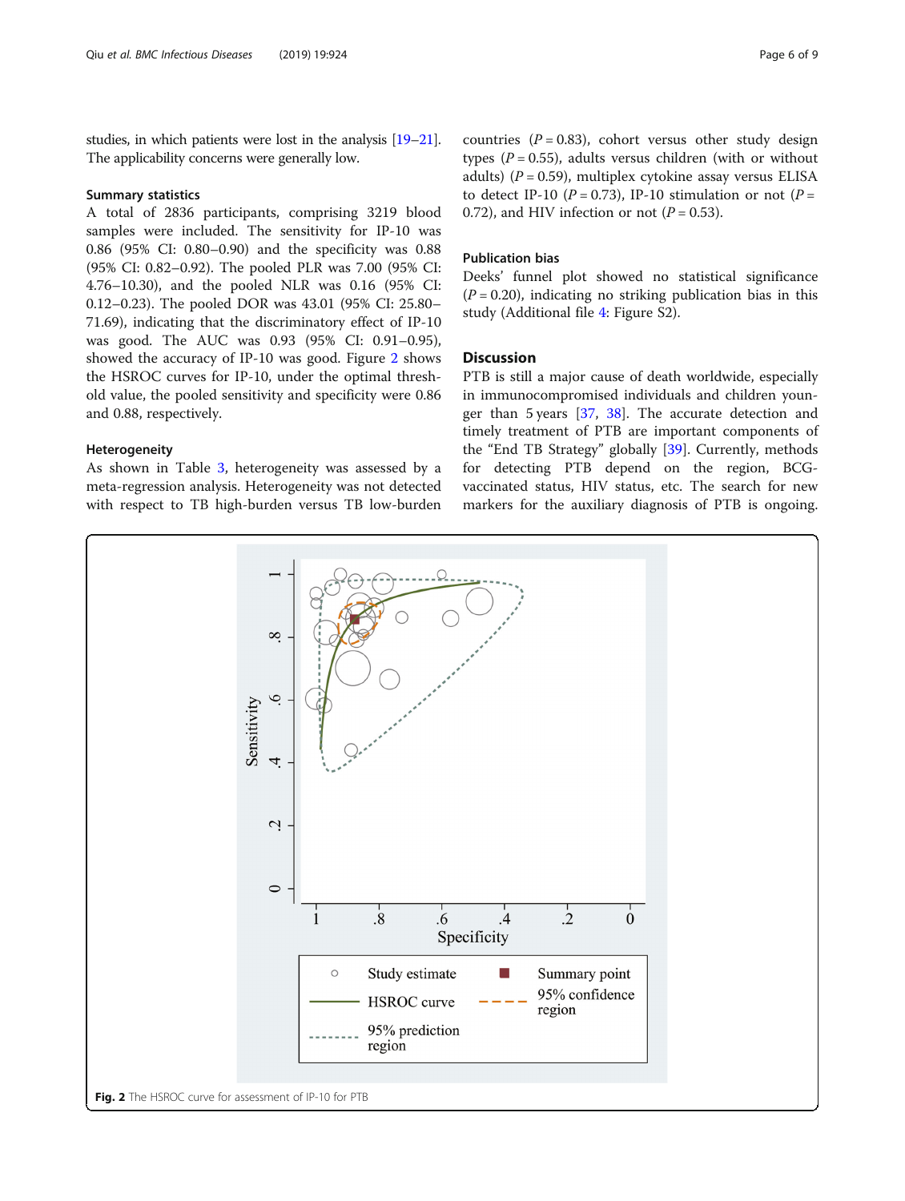studies, in which patients were lost in the analysis [19–21]. The applicability concerns were generally low.

### Summary statistics

A total of 2836 participants, comprising 3219 blood samples were included. The sensitivity for IP-10 was 0.86 (95% CI: 0.80–0.90) and the specificity was 0.88 (95% CI: 0.82–0.92). The pooled PLR was 7.00 (95% CI: 4.76–10.30), and the pooled NLR was 0.16 (95% CI: 0.12–0.23). The pooled DOR was 43.01 (95% CI: 25.80–71.69), indicating that the discriminatory effect of IP-10 was good. The AUC was 0.93 (95% CI: 0.91–0.95), showed the accuracy of IP-10 was good. Figure 2 shows the HSROC curves for IP-10, under the optimal threshold value, the pooled sensitivity and specificity were 0.86 and 0.88, respectively.

### Heterogeneity

As shown in Table 3, heterogeneity was assessed by a meta-regression analysis. Heterogeneity was not detected with respect to TB high-burden versus TB low-burden countries ($P = 0.83$), cohort versus other study design types ($P = 0.55$), adults versus children (with or without adults) ($P = 0.59$), multiplex cytokine assay versus ELISA to detect IP-10 ($P = 0.73$), IP-10 stimulation or not ($P = 0.72$), and HIV infection or not ($P = 0.53$).

### Publication bias

Deeks' funnel plot showed no statistical significance ($P = 0.20$), indicating no striking publication bias in this study (Additional file 4: Figure S2).

## Discussion

PTB is still a major cause of death worldwide, especially in immunocompromised individuals and children younger than 5 years [37, 38]. The accurate detection and timely treatment of PTB are important components of the "End TB Strategy" globally [39]. Currently, methods for detecting PTB depend on the region, BCG-vaccinated status, HIV status, etc. The search for new markers for the auxiliary diagnosis of PTB is ongoing.

**Fig. 2** The HSROC curve for assessment of IP-10 for PTB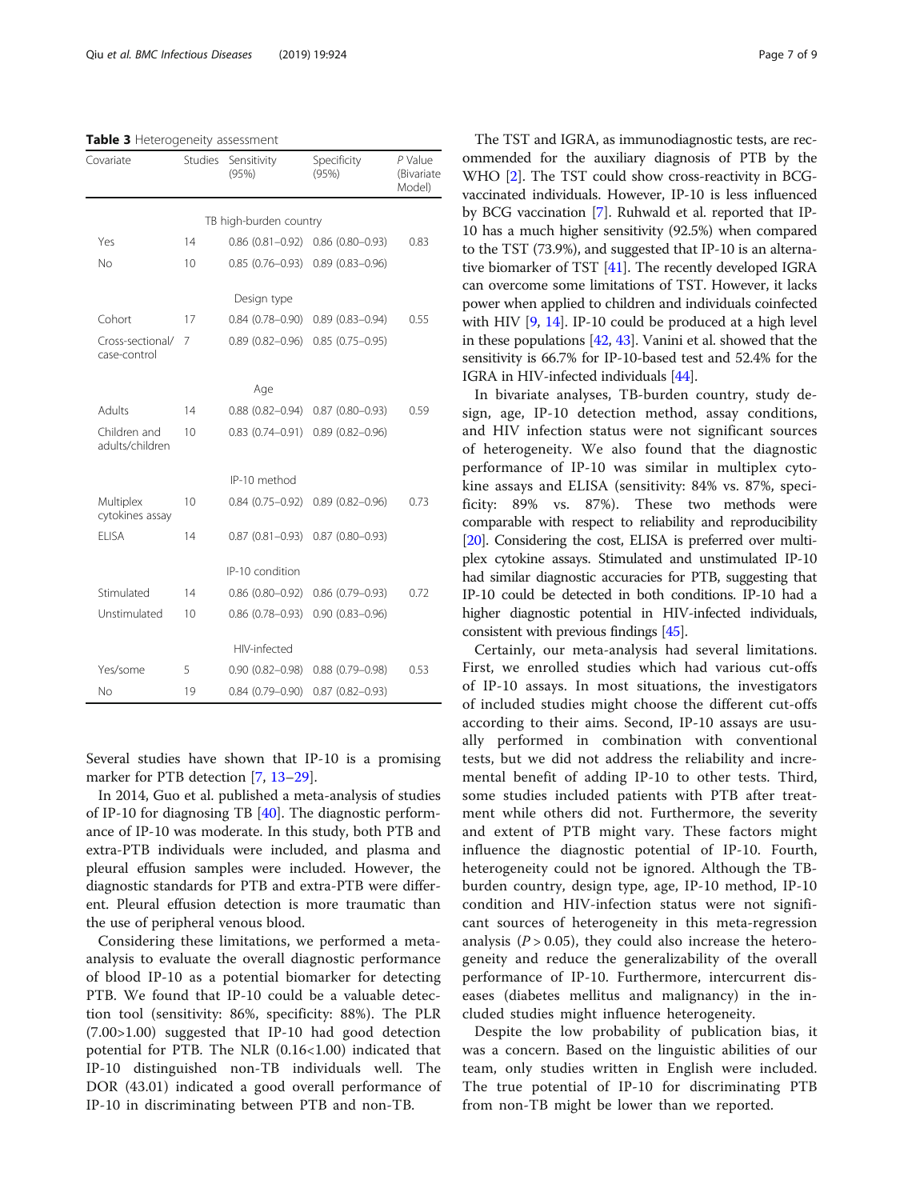**Table 3** Heterogeneity assessment

| Covariate | Studies | Sensitivity (95%) | Specificity (95%) | P Value (Bivariate Model) |
|---|---|---|---|---|
| TB high-burden country | | | | |
| Yes | 14 | 0.86 (0.81–0.92) | 0.86 (0.80–0.93) | 0.83 |
| No | 10 | 0.85 (0.76–0.93) | 0.89 (0.83–0.96) | |
| Design type | | | | |
| Cohort | 17 | 0.84 (0.78–0.90) | 0.89 (0.83–0.94) | 0.55 |
| Cross-sectional/ case-control | 7 | 0.89 (0.82–0.96) | 0.85 (0.75–0.95) | |
| Age | | | | |
| Adults | 14 | 0.88 (0.82–0.94) | 0.87 (0.80–0.93) | 0.59 |
| Children and adults/children | 10 | 0.83 (0.74–0.91) | 0.89 (0.82–0.96) | |
| IP-10 method | | | | |
| Multiplex cytokines assay | 10 | 0.84 (0.75–0.92) | 0.89 (0.82–0.96) | 0.73 |
| ELISA | 14 | 0.87 (0.81–0.93) | 0.87 (0.80–0.93) | |
| IP-10 condition | | | | |
| Stimulated | 14 | 0.86 (0.80–0.92) | 0.86 (0.79–0.93) | 0.72 |
| Unstimulated | 10 | 0.86 (0.78–0.93) | 0.90 (0.83–0.96) | |
| HIV-infected | | | | |
| Yes/some | 5 | 0.90 (0.82–0.98) | 0.88 (0.79–0.98) | 0.53 |
| No | 19 | 0.84 (0.79–0.90) | 0.87 (0.82–0.93) | |

Several studies have shown that IP-10 is a promising marker for PTB detection [7, 13–29].

In 2014, Guo et al. published a meta-analysis of studies of IP-10 for diagnosing TB [40]. The diagnostic performance of IP-10 was moderate. In this study, both PTB and extra-PTB individuals were included, and plasma and pleural effusion samples were included. However, the diagnostic standards for PTB and extra-PTB were different. Pleural effusion detection is more traumatic than the use of peripheral venous blood.

Considering these limitations, we performed a meta-analysis to evaluate the overall diagnostic performance of blood IP-10 as a potential biomarker for detecting PTB. We found that IP-10 could be a valuable detection tool (sensitivity: 86%, specificity: 88%). The PLR (7.00>1.00) suggested that IP-10 had good detection potential for PTB. The NLR (0.16<1.00) indicated that IP-10 distinguished non-TB individuals well. The DOR (43.01) indicated a good overall performance of IP-10 in discriminating between PTB and non-TB.

The TST and IGRA, as immunodiagnostic tests, are recommended for the auxiliary diagnosis of PTB by the WHO [2]. The TST could show cross-reactivity in BCG-vaccinated individuals. However, IP-10 is less influenced by BCG vaccination [7]. Ruhwald et al. reported that IP-10 has a much higher sensitivity (92.5%) when compared to the TST (73.9%), and suggested that IP-10 is an alternative biomarker of TST [41]. The recently developed IGRA can overcome some limitations of TST. However, it lacks power when applied to children and individuals coinfected with HIV [9, 14]. IP-10 could be produced at a high level in these populations [42, 43]. Vanini et al. showed that the sensitivity is 66.7% for IP-10-based test and 52.4% for the IGRA in HIV-infected individuals [44].

In bivariate analyses, TB-burden country, study design, age, IP-10 detection method, assay conditions, and HIV infection status were not significant sources of heterogeneity. We also found that the diagnostic performance of IP-10 was similar in multiplex cytokine assays and ELISA (sensitivity: 84% vs. 87%, specificity: 89% vs. 87%). These two methods were comparable with respect to reliability and reproducibility [20]. Considering the cost, ELISA is preferred over multiplex cytokine assays. Stimulated and unstimulated IP-10 had similar diagnostic accuracies for PTB, suggesting that IP-10 could be detected in both conditions. IP-10 had a higher diagnostic potential in HIV-infected individuals, consistent with previous findings [45].

Certainly, our meta-analysis had several limitations. First, we enrolled studies which had various cut-offs of IP-10 assays. In most situations, the investigators of included studies might choose the different cut-offs according to their aims. Second, IP-10 assays are usually performed in combination with conventional tests, but we did not address the reliability and incremental benefit of adding IP-10 to other tests. Third, some studies included patients with PTB after treatment while others did not. Furthermore, the severity and extent of PTB might vary. These factors might influence the diagnostic potential of IP-10. Fourth, heterogeneity could not be ignored. Although the TB-burden country, design type, age, IP-10 method, IP-10 condition and HIV-infection status were not significant sources of heterogeneity in this meta-regression analysis ($P > 0.05$), they could also increase the heterogeneity and reduce the generalizability of the overall performance of IP-10. Furthermore, intercurrent diseases (diabetes mellitus and malignancy) in the included studies might influence heterogeneity.

Despite the low probability of publication bias, it was a concern. Based on the linguistic abilities of our team, only studies written in English were included. The true potential of IP-10 for discriminating PTB from non-TB might be lower than we reported.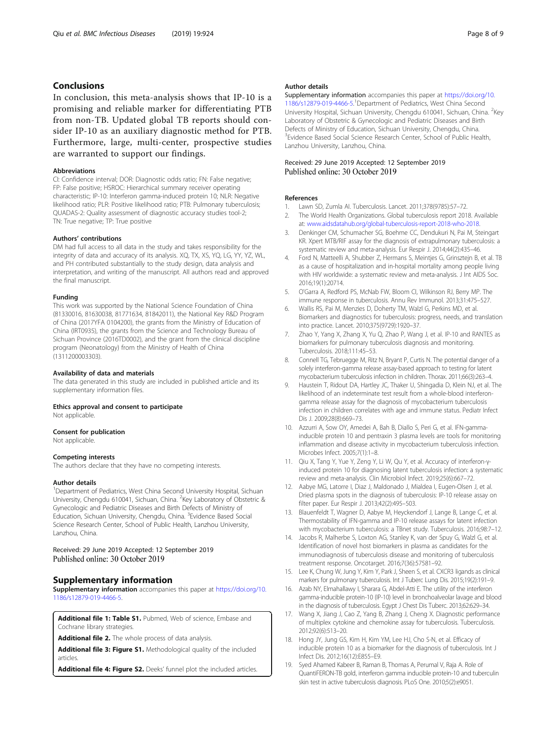## Conclusions

In conclusion, this meta-analysis shows that IP-10 is a promising and reliable marker for differentiating PTB from non-TB. Updated global TB reports should consider IP-10 as an auxiliary diagnostic method for PTB. Furthermore, large, multi-center, prospective studies are warranted to support our findings.

### Abbreviations

CI: Confidence interval; DOR: Diagnostic odds ratio; FN: False negative; FP: False positive; HSROC: Hierarchical summary receiver operating characteristic; IP-10: Interferon gamma-induced protein 10; NLR: Negative likelihood ratio; PLR: Positive likelihood ratio; PTB: Pulmonary tuberculosis; QUADAS-2: Quality assessment of diagnostic accuracy studies tool-2; TN: True negative; TP: True positive

### Authors' contributions

DM had full access to all data in the study and takes responsibility for the integrity of data and accuracy of its analysis. XQ, TX, XS, YQ, LG, YY, YZ, WL, and PH contributed substantially to the study design, data analysis and interpretation, and writing of the manuscript. All authors read and approved the final manuscript.

### Funding

This work was supported by the National Science Foundation of China (81330016, 81630038, 81771634, 81842011), the National Key R&D Program of China (2017YFA 0104200), the grants from the Ministry of Education of China (IRT0935), the grants from the Science and Technology Bureau of Sichuan Province (2016TD0002), and the grant from the clinical discipline program (Neonatology) from the Ministry of Health of China (1311200003303).

### Availability of data and materials

The data generated in this study are included in published article and its supplementary information files.

### Ethics approval and consent to participate

Not applicable.

### Consent for publication

Not applicable.

### Competing interests

The authors declare that they have no competing interests.

### Author details

[1]Department of Pediatrics, West China Second University Hospital, Sichuan University, Chengdu 610041, Sichuan, China. [2]Key Laboratory of Obstetric & Gynecologic and Pediatric Diseases and Birth Defects of Ministry of Education, Sichuan University, Chengdu, China. [3]Evidence Based Social Science Research Center, School of Public Health, Lanzhou University, Lanzhou, China.

Received: 29 June 2019 Accepted: 12 September 2019
Published online: 30 October 2019

## Supplementary information

**Supplementary information** accompanies this paper at https://doi.org/10.1186/s12879-019-4466-5.

**Additional file 1: Table S1.** Pubmed, Web of science, Embase and Cochrane library strategies.

**Additional file 2.** The whole process of data analysis.

**Additional file 3: Figure S1.** Methodological quality of the included articles.

**Additional file 4: Figure S2.** Deeks' funnel plot the included articles.

### Author details

Supplementary information accompanies this paper at https://doi.org/10.1186/s12879-019-4466-5.[1]Department of Pediatrics, West China Second University Hospital, Sichuan University, Chengdu 610041, Sichuan, China. [2]Key Laboratory of Obstetric & Gynecologic and Pediatric Diseases and Birth Defects of Ministry of Education, Sichuan University, Chengdu, China. [3]Evidence Based Social Science Research Center, School of Public Health, Lanzhou University, Lanzhou, China.

Received: 29 June 2019 Accepted: 12 September 2019
Published online: 30 October 2019

### References

1. Lawn SD, Zumla AI. Tuberculosis. Lancet. 2011;378(9785):57–72.
2. The World Health Organizations. Global tuberculosis report 2018. Available at: www.aidsdatahub.org/global-tuberculosis-report-2018-who-2018.
3. Denkinger CM, Schumacher SG, Boehme CC, Dendukuri N, Pai M, Steingart KR. Xpert MTB/RIF assay for the diagnosis of extrapulmonary tuberculosis: a systematic review and meta-analysis. Eur Respir J. 2014;44(2):435–46.
4. Ford N, Matteelli A, Shubber Z, Hermans S, Meintjes G, Grinsztejn B, et al. TB as a cause of hospitalization and in-hospital mortality among people living with HIV worldwide: a systematic review and meta-analysis. J Int AIDS Soc. 2016;19(1):20714.
5. O'Garra A, Redford PS, McNab FW, Bloom CI, Wilkinson RJ, Berry MP. The immune response in tuberculosis. Annu Rev Immunol. 2013;31:475–527.
6. Wallis RS, Pai M, Menzies D, Doherty TM, Walzl G, Perkins MD, et al. Biomarkers and diagnostics for tuberculosis: progress, needs, and translation into practice. Lancet. 2010;375(9729):1920–37.
7. Zhao Y, Yang X, Zhang X, Yu Q, Zhao P, Wang J, et al. IP-10 and RANTES as biomarkers for pulmonary tuberculosis diagnosis and monitoring. Tuberculosis. 2018;111:45–53.
8. Connell TG, Tebruegge M, Ritz N, Bryant P, Curtis N. The potential danger of a solely interferon-gamma release assay-based approach to testing for latent mycobacterium tuberculosis infection in children. Thorax. 2011;66(3):263–4.
9. Haustein T, Ridout DA, Hartley JC, Thaker U, Shingadia D, Klein NJ, et al. The likelihood of an indeterminate test result from a whole-blood interferon-gamma release assay for the diagnosis of mycobacterium tuberculosis infection in children correlates with age and immune status. Pediatr Infect Dis J. 2009;28(8):669–73.
10. Azzurri A, Sow OY, Amedei A, Bah B, Diallo S, Peri G, et al. IFN-gamma-inducible protein 10 and pentraxin 3 plasma levels are tools for monitoring inflammation and disease activity in mycobacterium tuberculosis infection. Microbes Infect. 2005;7(1):1–8.
11. Qiu X, Tang Y, Yue Y, Zeng Y, Li W, Qu Y, et al. Accuracy of interferon-γ-induced protein 10 for diagnosing latent tuberculosis infection: a systematic review and meta-analysis. Clin Microbiol Infect. 2019;25(6):667–72.
12. Aabye MG, Latorre I, Diaz J, Maldonado J, Mialdea I, Eugen-Olsen J, et al. Dried plasma spots in the diagnosis of tuberculosis: IP-10 release assay on filter paper. Eur Respir J. 2013;42(2):495–503.
13. Blauenfeldt T, Wagner D, Aabye M, Heyckendorf J, Lange B, Lange C, et al. Thermostability of IFN-gamma and IP-10 release assays for latent infection with mycobacterium tuberculosis: a TBnet study. Tuberculosis. 2016;98:7–12.
14. Jacobs R, Malherbe S, Loxton AG, Stanley K, van der Spuy G, Walzl G, et al. Identification of novel host biomarkers in plasma as candidates for the immunodiagnosis of tuberculosis disease and monitoring of tuberculosis treatment response. Oncotarget. 2016;7(36):57581–92.
15. Lee K, Chung W, Jung Y, Kim Y, Park J, Sheen S, et al. CXCR3 ligands as clinical markers for pulmonary tuberculosis. Int J Tuberc Lung Dis. 2015;19(2):191–9.
16. Azab NY, Elmahallawy I, Sharara G, Abdel-Atti E. The utility of the interferon gamma-inducible protein-10 (IP-10) level in bronchoalveolar lavage and blood in the diagnosis of tuberculosis. Egypt J Chest Dis Tuberc. 2013;62:629–34.
17. Wang X, Jiang J, Cao Z, Yang B, Zhang J, Cheng X. Diagnostic performance of multiplex cytokine and chemokine assay for tuberculosis. Tuberculosis. 2012;92(6):513–20.
18. Hong JY, Jung GS, Kim H, Kim YM, Lee HJ, Cho S-N, et al. Efficacy of inducible protein 10 as a biomarker for the diagnosis of tuberculosis. Int J Infect Dis. 2012;16(12):E855–E9.
19. Syed Ahamed Kabeer B, Raman B, Thomas A, Perumal V, Raja A. Role of QuantiFERON-TB gold, interferon gamma inducible protein-10 and tuberculin skin test in active tuberculosis diagnosis. PLoS One. 2010;5(2):e9051.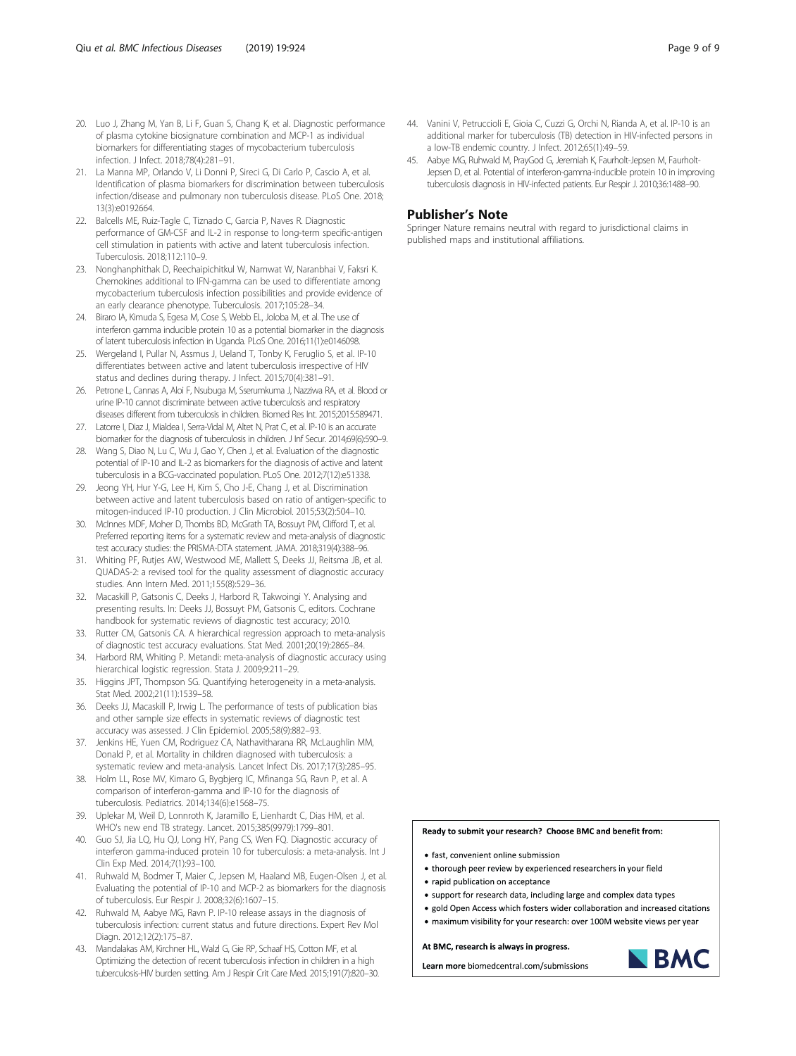20. Luo J, Zhang M, Yan B, Li F, Guan S, Chang K, et al. Diagnostic performance of plasma cytokine biosignature combination and MCP-1 as individual biomarkers for differentiating stages of mycobacterium tuberculosis infection. J Infect. 2018;78(4):281–91.
21. La Manna MP, Orlando V, Li Donni P, Sireci G, Di Carlo P, Cascio A, et al. Identification of plasma biomarkers for discrimination between tuberculosis infection/disease and pulmonary non tuberculosis disease. PLoS One. 2018; 13(3):e0192664.
22. Balcells ME, Ruiz-Tagle C, Tiznado C, Garcia P, Naves R. Diagnostic performance of GM-CSF and IL-2 in response to long-term specific-antigen cell stimulation in patients with active and latent tuberculosis infection. Tuberculosis. 2018;112:110–9.
23. Nonghanphithak D, Reechaipichitkul W, Namwat W, Naranbhai V, Faksri K. Chemokines additional to IFN-gamma can be used to differentiate among mycobacterium tuberculosis infection possibilities and provide evidence of an early clearance phenotype. Tuberculosis. 2017;105:28–34.
24. Biraro IA, Kimuda S, Egesa M, Cose S, Webb EL, Joloba M, et al. The use of interferon gamma inducible protein 10 as a potential biomarker in the diagnosis of latent tuberculosis infection in Uganda. PLoS One. 2016;11(1):e0146098.
25. Wergeland I, Pullar N, Assmus J, Ueland T, Tonby K, Feruglio S, et al. IP-10 differentiates between active and latent tuberculosis irrespective of HIV status and declines during therapy. J Infect. 2015;70(4):381–91.
26. Petrone L, Cannas A, Aloi F, Nsubuga M, Sserumkuma J, Nazziwa RA, et al. Blood or urine IP-10 cannot discriminate between active tuberculosis and respiratory diseases different from tuberculosis in children. Biomed Res Int. 2015;2015:589471.
27. Latorre I, Diaz J, Mialdea I, Serra-Vidal M, Altet N, Prat C, et al. IP-10 is an accurate biomarker for the diagnosis of tuberculosis in children. J Inf Secur. 2014;69(6):590–9.
28. Wang S, Diao N, Lu C, Wu J, Gao Y, Chen J, et al. Evaluation of the diagnostic potential of IP-10 and IL-2 as biomarkers for the diagnosis of active and latent tuberculosis in a BCG-vaccinated population. PLoS One. 2012;7(12):e51338.
29. Jeong YH, Hur Y-G, Lee H, Kim S, Cho J-E, Chang J, et al. Discrimination between active and latent tuberculosis based on ratio of antigen-specific to mitogen-induced IP-10 production. J Clin Microbiol. 2015;53(2):504–10.
30. McInnes MDF, Moher D, Thombs BD, McGrath TA, Bossuyt PM, Clifford T, et al. Preferred reporting items for a systematic review and meta-analysis of diagnostic test accuracy studies: the PRISMA-DTA statement. JAMA. 2018;319(4):388–96.
31. Whiting PF, Rutjes AW, Westwood ME, Mallett S, Deeks JJ, Reitsma JB, et al. QUADAS-2: a revised tool for the quality assessment of diagnostic accuracy studies. Ann Intern Med. 2011;155(8):529–36.
32. Macaskill P, Gatsonis C, Deeks J, Harbord R, Takwoingi Y. Analysing and presenting results. In: Deeks JJ, Bossuyt PM, Gatsonis C, editors. Cochrane handbook for systematic reviews of diagnostic test accuracy; 2010.
33. Rutter CM, Gatsonis CA. A hierarchical regression approach to meta-analysis of diagnostic test accuracy evaluations. Stat Med. 2001;20(19):2865–84.
34. Harbord RM, Whiting P. Metandi: meta-analysis of diagnostic accuracy using hierarchical logistic regression. Stata J. 2009;9:211–29.
35. Higgins JPT, Thompson SG. Quantifying heterogeneity in a meta-analysis. Stat Med. 2002;21(11):1539–58.
36. Deeks JJ, Macaskill P, Irwig L. The performance of tests of publication bias and other sample size effects in systematic reviews of diagnostic test accuracy was assessed. J Clin Epidemiol. 2005;58(9):882–93.
37. Jenkins HE, Yuen CM, Rodriguez CA, Nathavitharana RR, McLaughlin MM, Donald P, et al. Mortality in children diagnosed with tuberculosis: a systematic review and meta-analysis. Lancet Infect Dis. 2017;17(3):285–95.
38. Holm LL, Rose MV, Kimaro G, Bygbjerg IC, Mfinanga SG, Ravn P, et al. A comparison of interferon-gamma and IP-10 for the diagnosis of tuberculosis. Pediatrics. 2014;134(6):e1568–75.
39. Uplekar M, Weil D, Lonnroth K, Jaramillo E, Lienhardt C, Dias HM, et al. WHO's new end TB strategy. Lancet. 2015;385(9979):1799–801.
40. Guo SJ, Jia LQ, Hu QJ, Long HY, Pang CS, Wen FQ. Diagnostic accuracy of interferon gamma-induced protein 10 for tuberculosis: a meta-analysis. Int J Clin Exp Med. 2014;7(1):93–100.
41. Ruhwald M, Bodmer T, Maier C, Jepsen M, Haaland MB, Eugen-Olsen J, et al. Evaluating the potential of IP-10 and MCP-2 as biomarkers for the diagnosis of tuberculosis. Eur Respir J. 2008;32(6):1607–15.
42. Ruhwald M, Aabye MG, Ravn P. IP-10 release assays in the diagnosis of tuberculosis infection: current status and future directions. Expert Rev Mol Diagn. 2012;12(2):175–87.
43. Mandalakas AM, Kirchner HL, Walzl G, Gie RP, Schaaf HS, Cotton MF, et al. Optimizing the detection of recent tuberculosis infection in children in a high tuberculosis-HIV burden setting. Am J Respir Crit Care Med. 2015;191(7):820–30.
44. Vanini V, Petruccioli E, Gioia C, Cuzzi G, Orchi N, Rianda A, et al. IP-10 is an additional marker for tuberculosis (TB) detection in HIV-infected persons in a low-TB endemic country. J Infect. 2012;65(1):49–59.
45. Aabye MG, Ruhwald M, PrayGod G, Jeremiah K, Faurholt-Jepsen M, Faurholt-Jepsen D, et al. Potential of interferon-gamma-inducible protein 10 in improving tuberculosis diagnosis in HIV-infected patients. Eur Respir J. 2010;36:1488–90.

## Publisher's Note

Springer Nature remains neutral with regard to jurisdictional claims in published maps and institutional affiliations.

**Ready to submit your research? Choose BMC and benefit from:**

- fast, convenient online submission
- thorough peer review by experienced researchers in your field
- rapid publication on acceptance
- support for research data, including large and complex data types
- gold Open Access which fosters wider collaboration and increased citations
- maximum visibility for your research: over 100M website views per year

**At BMC, research is always in progress.**

**Learn more** biomedcentral.com/submissions

BMC